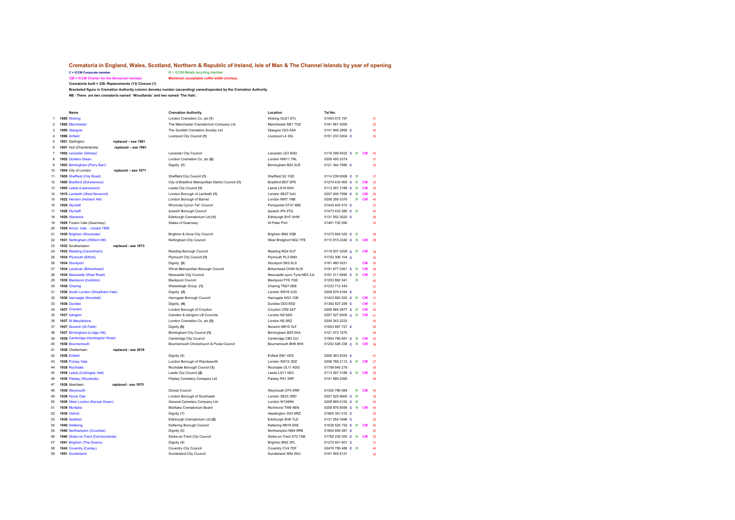# Crematoria in England, Wales, Scotland, Northern & Republic of Ireland, Isle of Man & The Channel Islands by year of opening

**C = ICCM Corporate member** ® = ICCM Metals recycling member

**CM = ICCM Charter for the Bereaved member** **Maximum acceptable coffin width (inches)**

**Crematoria built = 338- Replacements (13) Closure (1)**

**Bracketed figure in Cremation Authority column denotes number (ascending) owned/operated by the Cremation Authority**

**NB : There are two crematoria named 'Woodlands' and two named 'The Vale'.**

| | Name | | Cremation Authority | Location | Tel No: | | | | |
|---|---|---|---|---|---|---|---|---|---|
| 1 | **1885** Woking | | London Cremation Co. plc (**1**) | Woking GU21 8TJ | 01483 472 197 | | | | 31 |
| 2 | **1892** Manchester | | The Manchester Crematorium Company Ltd | Manchester M21 7GZ | 0161 881 5269 | | | | 32 |
| 3 | **1895** Glasgow | | The Scottish Cremation Society Ltd | Glasgow G23 5AA | 0141 946 2895 | C | | | 40 |
| 4 | **1896** Anfield | | Liverpool City Council **(1)** | Liverpool L4 2SL | 0151 233 3004 | C | | | 30 |
| 5 | **1901** Darlington | **replaced – see 1961** | | | | | | | |
| 6 | **1901** Hull (Chanterlands) | **replaced – see 1961** | | | | | | | |
| 7 | **1902** Leicester (Gilroes) | | Leicester City Council | Leicester LE3 9QG | 0116 299 5522 | C | ® | CM | 42 |
| 8 | **1902** Golders Green | | London Cremation Co. plc **(2)** | London NW11 7NL | 0208 455 2374 | | | | 31 |
| 9 | **1903** Birmingham (Perry Barr) | | Dignity **(1**) | Birmingham B24 2LR | 0121 344 7880 | C | | | 30 |
| 10 | **1904** City of London | **replaced – see 1971** | | | | | | | |
| 11 | **1905** Sheffield (City Road) | | Sheffield City Council **(1)** | Sheffield S2 1GD | 0114 239 6068 | C | ® | | 27 |
| 12 | **1905** Bradford (Scholemoor) | | City of Bradford Metropolitan District Council **(1)** | Bradford BD7 2PS | 01274 433 900 | C | ® | CM | 32 |
| 13 | **1905** Leeds (Lawnswood) | | Leeds City Council **(1)** | Leeds LS16 6AH | 0113 267 3188 | C | ® | CM | 32 |
| 14 | **1915** Lambeth (West Norwood) | | London Borough of Lambeth **(1)** | London SE27 9JU | 0207 926 7999 | C | ® | CM | 29 |
| 15 | **1922** Hendon (Holders Hill) | | London Borough of Barnet | London NW7 1NB | 0208 359 3370 | | ® | CM | 40 |
| 16 | **1924** Glyntaff | | Rhondda Cynon Taf Council | Pontypridd CF37 4BE | 01443 402 810 | C | | | 37 |
| 17 | **1928** Glyntaff | | Ipswich Borough Council | Ipswich IP4 2TQ | 01473 433 580 | C | ® | | 40 |
| 18 | **1929** Warriston | | Edinburgh Crematorium Ltd **(1)** | Edinburgh EH7 4HW | 0131 552 3020 | C | | | 28 |
| 19 | **1929** Foulon Vale (Guernsey) | | States of Guernsey | St Peter Port | 01481 720 595 | | | | 32 |
| 20 | **1929** Arnos Vale - closed 1998 | | | | | | | | |
| 21 | **1930** Brighton (Woodvale) | | Brighton & Hove City Council | Brighton BN2 3QB | 01273 604 020 | C | ® | | 39 |
| 22 | **1931** Nottingham (Wilford Hill) | | Nottingham City Council | West Bridgford NG2 7FE | 0115 915 2340 | C | ® | CM | 28 |
| 23 | **1932** Southampton | **replaced - see 1973** | | | | | | | |
| 24 | **1932** Reading (Caversham) | | Reading Borough Council | Reading RG4 5LP | 0118 937 2200 | C | ® | CM | 39 |
| 25 | **1934** Plymouth (Efford) | | Plymouth City Council **(1)** | Plymouth PL3 6NG | 01752 306 104 | C | | | 30 |
| 26 | **1934** Stockport | | Dignity **(2**) | Stockport SK2 6LS | 0161 480 5221 | | | CM | 30 |
| 27 | **1934** Landican (Birkenhead) | | Wirral Metropolitan Borough Council | Birkenhead CH49 5LW | 0151 677 2361 | C | ® | CM | 36 |
| 28 | **1934** Newcastle (West Road) | | Newcastle City Council | Newcastle upon Tyne NE5 2JL | 0191 211 6940 | C | ® | CM | 37 |
| 29 | **1935** Blackpool (Carleton) | | Blackpool Council | Blackpool FY6 7QS | 01253 882 541 | | ® | | 42 |
| 30 | **1936** Charing | | Westerleigh Group **(1)** | Charing TN27 0EB | 01233 712 443 | | | | 31 |
| 31 | **1936** South London (Streatham Vale) | | Dignity **(3)** | London SW16 5JG | 0208 679 4164 | C | | | 28 |
| 32 | **1936** Harrogate (Stonefall) | | Harrogate Borough Council | Harrogate HG3 1DE | 01423 883 523 | C | ® | CM | 31 |
| 33 | **1936** Dundee | | Dignity **(4)** | Dundee DD3 8SD | 01382 827 259 | C | | CM | 27 |
| 34 | **1937** Croydon | | London Borough of Croydon | Croydon CR9 3AT | 0208 684 3877 | C | ® | CM | 33 |
| 35 | **1937** Islington | | Camden & Islington LB Councils | London N2 9AG | 0207 527 8300 | C | ® | CM | 41 |
| 36 | **1937** St Marylebone | | London Cremation Co. plc **(3)** | London N2 0RZ | 0208 343 2233 | | | | 30 |
| 37 | **1937** Norwich (St Faith) | | Dignity **(5)** | Norwich NR10 3LF | 01603 897 727 | C | | | 28 |
| 38 | **1937** Birmingham (Lodge Hill) | | Birmingham City Council **(1)** | Birmingham B29 5AA | 0121 472 1575 | | | | 29 |
| 39 | **1938** Cambridge (Huntingdon Road) | | Cambridge City Council | Cambridge CB3 0JJ | 01954 780 681 | C | ® | CM | 42 |
| 40 | **1938** Bournemouth | | Bournemouth Christchurch & Poole Council | Bournemouth BH8 9HX | 01202 526 238 | C | ® | CM | 39 |
| 41 | **1938** Cheltenham | **replaced - see 2019** | | | | | | | |
| 42 | **1938** Enfield | | Dignity (6) | Enfield EN1 4DS | 0208 363 8324 | C | | | 41 |
| 43 | **1938** Putney Vale | | London Borough of Wandsworth | London SW15 3DZ | 0208 788 2113 | C | ® | CM | 27 |
| 44 | **1938** Rochdale | | Rochdale Borough Council **(1)** | Rochdale OL11 4DG | 01706 645 219 | | | | 36 |
| 45 | **1938** Leeds (Cottingley Hall) | | Leeds City Council **(2)** | Leeds LS11 0EU | 0113 267 3188 | C | ® | CM | 39 |
| 46 | **1938** Paisley (Woodside) | | Paisley Cemetery Company Ltd | Paisley PA1 2NP | 0141 889 2260 | | | | 28 |
| 47 | **1938** Aberdeen | **replaced - see 1975** | | | | | | | |
| 48 | **1939** Weymouth | | Dorset Council | Weymouth DT4 0RR | 01305 786 984 | | ® | CM | 44 |
| 49 | **1939** Honor Oak | | London Borough of Southwark | London SE23 3RD | 0207 525 5600 | C | ® | | 39 |
| 50 | **1939** West London (Kensal Green) | | General Cemetery Company Ltd | London W104RA | 0208 969 0152 | C | ® | | 42 |
| 51 | **1939** Mortlake | | Mortlake Crematorium Board | Richmond TW9 4EN | 0208 876 8056 | C | ® | CM | 40 |
| 52 | **1939** Oxford | | Dignity (7) | Headington OX3 9RZ | 01865 351 010 | C | | | 30 |
| 53 | **1939** Seafield | | Edinburgh Crematorium Ltd **(2)** | Edinburgh EH6 7LD | 0131 554 3496 | C | | | 32 |
| 54 | **1940** Kettering | | Kettering Borough Council | Kettering NN16 8XE | 01536 525 722 | C | ® | CM | 40 |
| 55 | **1940** Northampton (Counties) | | Dignity (8) | Northampton NN4 9RN | 01604 859 087 | C | | | 30 |
| 56 | **1940** Stoke-on-Trent (Carmountside) | | Stoke-on-Trent City Council | Stoke-on-Trent ST2 7AB | 01782 235 050 | C | ® | CM | 32 |
| 57 | **1941** Brighton (The Downs) | | Dignity (9) | Brighton BN2 3PL | 01273 601 601 | C | | | 31 |
| 58 | **1943** Coventry (Canley) | | Coventry City Council | Coventry CV4 7DF | 02476 785 486 | C | ® | | 40 |
| 59 | **1951** Sunderland | | Sunderland City Council | Sunderland SR4 5SU | 0191 565 8131 | | | | 32 |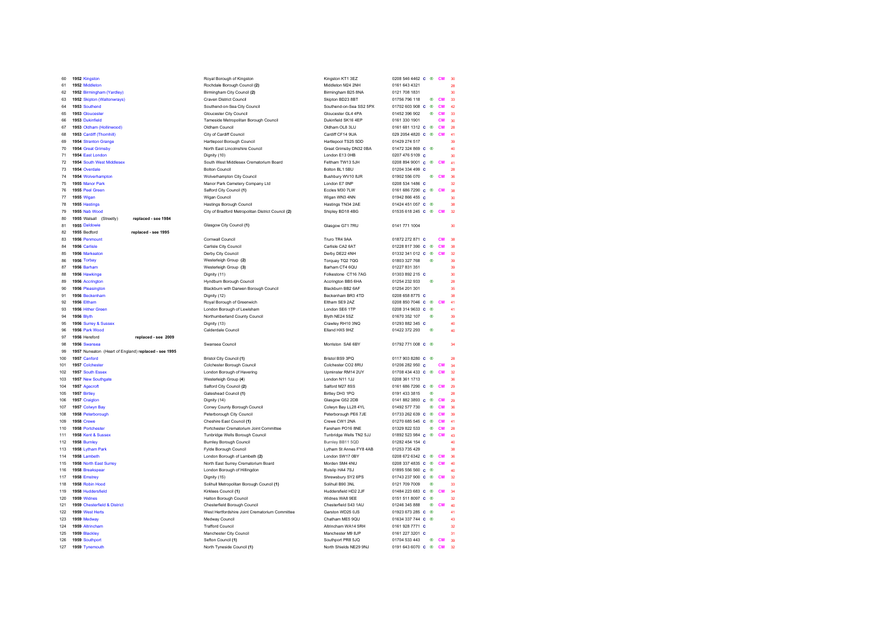| | | | | | | | | |
|---|---|---|---|---|---|---|---|---|
| 60 | 1952 Kingston | Royal Borough of Kingston | Kingston KT1 3EZ | 0208 546 4462 | C | ® | CM | 30 |
| 61 | 1952 Middleton | Rochdale Borough Council **(2)** | Middleton M24 2NH | 0161 643 4321 | | | | 28 |
| 62 | 1952 Birmingham (Yardley) | Birmingham City Council **(2)** | Birmingham B25 8NA | 0121 708 1831 | | | | 30 |
| 63 | 1952 Skipton (Waltonwrays) | Craven District Council | Skipton BD23 8BT | 01756 796 118 | | ® | CM | 33 |
| 64 | 1953 Southend | Southend-on-Sea City Council | Southend-on-Sea SS2 5PX | 01702 603 908 | C | ® | CM | 42 |
| 65 | 1953 Gloucester | Gloucester City Council | Gloucester GL4 4PA | 01452 396 902 | | ® | CM | 33 |
| 66 | 1953 Dukinfield | Tameside Metropolitan Borough Council | Dukinfield SK16 4EP | 0161 330 1901 | | | CM | 30 |
| 67 | 1953 Oldham (Hollinwood) | Oldham Council | Oldham OL8 3LU | 0161 681 1312 | C | ® | CM | 28 |
| 68 | 1953 Cardiff (Thornhill) | City of Cardiff Council | Cardiff CF14 9UA | 029 2054 4820 | C | ® | CM | 41 |
| 69 | 1954 Stranton Grange | Hartlepool Borough Council | Hartlepool TS25 5DD | 01429 274 517 | | | | 39 |
| 70 | 1954 Great Grimsby | North East Lincolnshire Council | Great Grimsby DN32 0BA | 01472 324 869 | C | ® | | 40 |
| 71 | 1954 East London | Dignity (10) | London E13 0HB | 0207 476 5109 | C | | | 30 |
| 72 | 1954 South West Middlesex | South West Middlesex Crematorium Board | Feltham TW13 5JH | 0208 894 9001 | C | ® | CM | 41 |
| 73 | 1954 Overdale | Bolton Council | Bolton BL1 5BU | 01204 334 499 | C | | | 28 |
| 74 | 1954 Wolverhampton | Wolverhampton City Council | Bushbury WV10 8JR | 01902 556 070 | | ® | CM | 36 |
| 75 | 1955 Manor Park | Manor Park Cemetery Company Ltd | London E7 0NP | 0208 534 1486 | C | | | 32 |
| 76 | 1955 Peel Green | Salford City Council **(1)** | Eccles M30 7LW | 0161 686 7290 | C | ® | CM | 38 |
| 77 | 1955 Wigan | Wigan Council | Wigan WN3 4NN | 01942 866 455 | C | | | 30 |
| 78 | 1955 Hastings | Hastings Borough Council | Hastings TN34 2AE | 01424 451 057 | C | ® | | 38 |
| 79 | 1955 Nab Wood | City of Bradford Metropolitan District Council **(2)** | Shipley BD18 4BG | 01535 618 245 | C | ® | CM | 32 |
| 80 | 1955 Walsall (Streetly) **replaced - see 1984** | | | | | | | |
| 81 | 1955 Daldowie | Glasgow City Council **(1)** | Glasgow G71 7RU | 0141 771 1004 | | | | 30 |
| 82 | 1955 Bedford **replaced - see 1995** | | | | | | | |
| 83 | 1956 Penmount | Cornwall Council | Truro TR4 9AA | 01872 272 871 | C | | CM | 38 |
| 84 | 1956 Carlisle | Carlisle City Council | Carlisle CA2 6AT | 01228 817 390 | C | ® | CM | 38 |
| 85 | 1956 Markeaton | Derby City Council | Derby DE22 4NH | 01332 341 012 | C | ® | CM | 32 |
| 86 | 1956 Torbay | Westerleigh Group **(2)** | Torquay TQ2 7QG | 01803 327 768 | | ® | | 39 |
| 87 | 1956 Barham | Westerleigh Group **(3)** | Barham CT4 6QU | 01227 831 351 | | | | 39 |
| 88 | 1956 Hawkinge | Dignity (11) | Folkestone CT18 7AG | 01303 892 215 | C | | | 30 |
| 89 | 1956 Accrington | Hyndburn Borough Council | Accrington BB5 6HA | 01254 232 933 | | ® | | 28 |
| 90 | 1956 Pleasington | Blackburn with Darwen Borough Council | Blackburn BB2 6AF | 01254 201 301 | | | | 35 |
| 91 | 1956 Beckenham | Dignity (12) | Beckenham BR3 4TD | 0208 658 8775 | C | | | 38 |
| 92 | 1956 Eltham | Royal Borough of Greenwich | Eltham SE9 2AZ | 0208 850 7046 | C | ® | CM | 41 |
| 93 | 1956 Hither Green | London Borough of Lewisham | London SE6 1TP | 0208 314 9633 | C | ® | | 41 |
| 94 | 1956 Blyth | Northumberland County Council | Blyth NE24 5SZ | 01670 352 107 | | ® | | 39 |
| 95 | 1956 Surrey & Sussex | Dignity (13) | Crawley RH10 3NQ | 01293 882 345 | C | | | 40 |
| 96 | 1956 Park Wood | Calderdale Council | Elland HX5 9HZ | 01422 372 293 | | ® | | 40 |
| 97 | 1956 Hereford **replaced - see 2009** | | | | | | | |
| 98 | 1956 Swansea | Swansea Council | Morriston SA6 6BY | 01792 771 008 | C | ® | | 34 |
| 99 | 1957 Nuneaton (Heart of England) **replaced - see 1995** | | | | | | | |
| 100 | 1957 Canford | Bristol City Council **(1)** | Bristol BS9 3PQ | 0117 903 8280 | C | ® | | 28 |
| 101 | 1957 Colchester | Colchester Borough Council | Colchester CO2 8RU | 01206 282 950 | C | | CM | 34 |
| 102 | 1957 South Essex | London Borough of Havering | Upminster RM14 2UY | 01708 434 433 | C | ® | CM | 32 |
| 103 | 1957 New Southgate | Westerleigh Group **(4)** | London N11 1JJ | 0208 361 1713 | | | | 36 |
| 104 | 1957 Agecroft | Salford City Council **(2)** | Salford M27 8SS | 0161 686 7290 | C | ® | CM | 29 |
| 105 | 1957 Birtley | Gateshead Council **(1)** | Birtley DH3 1PQ | 0191 433 3815 | | ® | | 28 |
| 106 | 1957 Craigton | Dignity (14) | Glasgow G52 2DB | 0141 882 3893 | C | ® | CM | 29 |
| 107 | 1957 Colwyn Bay | Conwy County Borough Council | Colwyn Bay LL28 4YL | 01492 577 730 | | ® | CM | 36 |
| 108 | 1958 Peterborough | Peterborough City Council | Peterborough PE6 7JE | 01733 262 639 | C | ® | CM | 39 |
| 109 | 1958 Crewe | Cheshire East Council **(1)** | Crewe CW1 2NA | 01270 685 545 | C | ® | CM | 41 |
| 110 | 1958 Portchester | Portchester Crematorium Joint Committee | Fareham PO16 8NE | 01329 822 533 | | ® | CM | 28 |
| 111 | 1958 Kent & Sussex | Tunbridge Wells Borough Council | Tunbridge Wells TN2 5JJ | 01892 523 984 | C | ® | CM | 43 |
| 112 | 1958 Burnley | Burnley Borough Council | Burnley BB11 5QD | 01282 454 154 | C | | | 40 |
| 113 | 1958 Lytham Park | Fylde Borough Council | Lytham St Annes FY8 4AB | 01253 735 429 | | | | 38 |
| 114 | 1958 Lambeth | London Borough of Lambeth **(2)** | London SW17 0BY | 0208 672 6342 | C | ® | CM | 36 |
| 115 | 1958 North East Surrey | North East Surrey Crematorium Board | Morden SM4 4NU | 0208 337 4835 | C | ® | CM | 40 |
| 116 | 1958 Breakspear | London Borough of Hillingdon | Ruislip HA4 7SJ | 01895 556 560 | C | ® | | 40 |
| 117 | 1958 Emstrey | Dignity (15) | Shrewsbury SY2 6PS | 01743 237 900 | C | ® | CM | 32 |
| 118 | 1958 Robin Hood | Solihull Metropolitan Borough Council **(1)** | Solihull B90 3NL | 0121 709 7009 | | ® | | 33 |
| 119 | 1958 Huddersfield | Kirklees Council **(1)** | Huddersfield HD2 2JF | 01484 223 683 | C | ® | CM | 34 |
| 120 | 1959 Widnes | Halton Borough Council | Widnes WA8 9EE | 0151 511 8097 | C | ® | | 32 |
| 121 | 1959 Chesterfield & District | Chesterfield Borough Council | Chesterfield S43 1AU | 01246 345 888 | | ® | CM | 40 |
| 122 | 1959 West Herts | West Hertfordshire Joint Crematorium Committee | Garston WD25 0JS | 01923 673 285 | C | ® | | 41 |
| 123 | 1959 Medway | Medway Council | Chatham ME5 9QU | 01634 337 744 | C | ® | | 43 |
| 124 | 1959 Altrincham | Trafford Council | Altrincham WA14 5RH | 0161 928 7771 | C | | | 32 |
| 125 | 1959 Blackley | Manchester City Council | Manchester M9 8JP | 0161 227 3201 | C | | | 31 |
| 126 | 1959 Southport | Sefton Council **(1)** | Southport PR8 5JQ | 01704 533 443 | | ® | CM | 39 |
| 127 | 1959 Tynemouth | North Tyneside Council **(1)** | North Shields NE29 9NJ | 0191 643 6070 | C | ® | CM | 32 |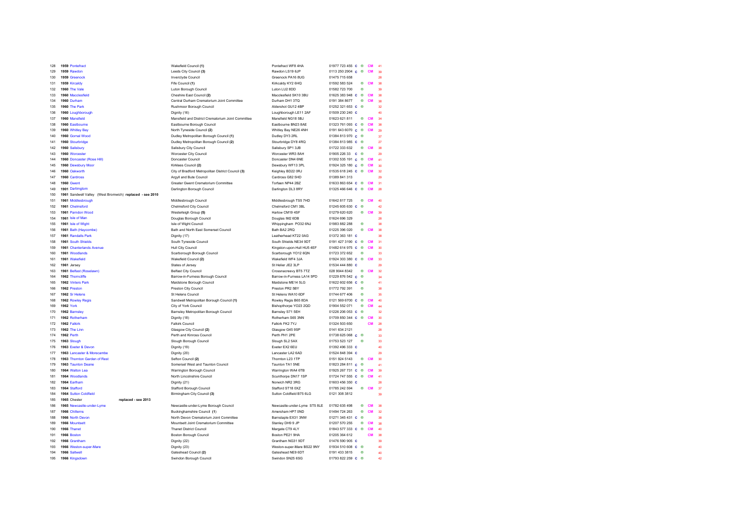| | | | | | | | | | |
|---|---|---|---|---|---|---|---|---|---|
| 128 | 1959 Pontefract | Wakefield Council **(1)** | Pontefract WF8 4HA | 01977 723 455 | C | ® | CM | 41 |
| 129 | 1959 Rawdon | Leeds City Council **(3)** | Rawdon LS19 6JP | 0113 250 2904 | C | ® | CM | 39 |
| 130 | 1959 Greenock | Inverclyde Council | Greenock PA16 8UG | 01475 715 658 | | | | 28 |
| 131 | 1959 Kircaldy | Fife Council **(1)** | Kirkcaldy KY2 6HQ | 01592 583 524 | | ® | CM | 38 |
| 132 | 1960 The Vale | Luton Borough Council | Luton LU2 8DD | 01582 723 700 | | ® | | 39 |
| 133 | 1960 Macclesfield | Cheshire East Council **(2)** | Macclesfield SK10 3BU | 01625 383 948 | C | ® | CM | 38 |
| 134 | 1960 Durham | Central Durham Crematorium Joint Committee | Durham DH1 3TQ | 0191 384 8677 | | ® | CM | 38 |
| 135 | 1960 The Park | Rushmoor Borough Council | Aldershot GU12 4BP | 01252 321 653 | C | ® | | 32 |
| 136 | 1960 Loughborough | Dignity (16) | Loughborough LE11 2AF | 01509 230 240 | C | | | 40 |
| 137 | 1960 Mansfield | Mansfield and District Crematorium Joint Committee | Mansfield NG18 5BJ | 01623 621 811 | | ® | CM | 34 |
| 138 | 1960 Eastbourne | Eastbourne Borough Council | Eastbourne BN23 8AE | 01323 761 093 | C | ® | CM | 38 |
| 139 | 1960 Whitley Bay | North Tyneside Council **(2)** | Whitley Bay NE26 4NH | 0191 643 6070 | C | ® | CM | 29 |
| 140 | 1960 Gornal Wood | Dudley Metropolitan Borough Council **(1)** | Dudley DY3 2RL | 01384 813 970 | C | ® | | 37 |
| 141 | 1960 Stourbridge | Dudley Metropolitan Borough Council **(2)** | Stourbridge DY8 4RQ | 01384 813 985 | C | ® | | 27 |
| 142 | 1960 Salisbury | Salisbury City Council | Salisbury SP1 3JB | 01722 333 632 | | ® | CM | 38 |
| 143 | 1960 Worcester | Worcester City Council | Worcester WR3 8AH | 01905 226 33 | C | ® | | 29 |
| 144 | 1960 Doncaster (Rose Hill) | Doncaster Council | Doncaster DN4 6NE | 01302 535 191 | C | ® | CM | 41 |
| 145 | 1960 Dewsbury Moor | Kirklees Council **(2)** | Dewsbury WF13 3PL | 01924 325 180 | C | ® | CM | 30 |
| 146 | 1960 Oakworth | City of Bradford Metropolitan District Council **(3)** | Keighley BD22 0RJ | 01535 618 245 | C | ® | CM | 32 |
| 147 | 1960 Cardross | Argyll and Bute Council | Cardross G82 5HD | 01389 841 313 | | | | 29 |
| 148 | 1960 Gwent | Greater Gwent Crematorium Committee | Torfaen NP44 2BZ | 01633 863 654 | C | ® | CM | 31 |
| 149 | 1961 Darlington | Darlington Borough Council | Darlington DL3 8RY | 01325 466 646 | C | ® | CM | 28 |
| 150 | 1961 Sandwell Valley (West Bromwich) **replaced - see 2010** | | | | | | | |
| 151 | 1961 Middlesbrough | Middlesbrough Council | Middlesbrough TS5 7HD | 01642 817 725 | | ® | CM | 40 |
| 152 | 1961 Chelmsford | Chelmsford City Council | Chelmsford CM1 3BL | 01245 605 630 | C | ® | | 42 |
| 153 | 1961 Parndon Wood | Westerleigh Group **(5)** | Harlow CM19 4SF | 01279 620 620 | | ® | CM | 39 |
| 154 | 1961 Isle of Man | Douglas Borough Council | Douglas IM2 6DB | 01624 696 329 | | | | 28 |
| 155 | 1961 Isle of Wight | Isle of Wight Council | Whippingham PO32 6NJ | 01983 882 288 | | ® | | 38 |
| 156 | 1961 Bath (Haycombe) | Bath and North East Somerset Council | Bath BA2 2RQ | 01225 396 020 | | ® | CM | 38 |
| 157 | 1961 Randalls Park | Dignity (17) | Leatherhead KT22 0AG | 01372 363 181 | C | | | 38 |
| 158 | 1961 South Shields | South Tyneside Council | South Shields NE34 9DT | 0191 427 3190 | C | ® | CM | 31 |
| 159 | 1961 Chanterlands Avenue | Hull City Council | Kingston-upon-Hull HU5 4EF | 01482 614 975 | C | ® | CM | 30 |
| 160 | 1961 Woodlands | Scarborough Borough Council | Scarborough YO12 6QN | 01723 372 652 | | ® | | 33 |
| 161 | 1961 Wakefield | Wakefield Council **(2)** | Wakefield WF4 3JA | 01924 303 380 | C | ® | CM | 33 |
| 162 | 1961 Jersey | States of Jersey | St Helier JE2 3LP | 01534 444 880 | C | | | 29 |
| 163 | 1961 Belfast (Roselawn) | Belfast City Council | Crossnacreevy BT5 7TZ | 028 9044 8342 | | ® | CM | 32 |
| 164 | 1962 Thorncliffe | Barrow-in-Furness Borough Council | Barrow-in-Furness LA14 5PD | 01229 876 542 | C | ® | | 34 |
| 165 | 1962 Vinters Park | Maidstone Borough Council | Maidstone ME14 5LG | 01622 602 656 | C | ® | | 41 |
| 166 | 1962 Preston | Preston City Council | Preston PR2 5BY | 01772 792 391 | | ® | | 38 |
| 167 | 1962 Sr Helens | St Helens Council | St Helens WA10 6DF | 01744 677 406 | | ® | | 35 |
| 168 | 1962 Rowley Regis | Sandwell Metropolitan Borough Council **(1)** | Rowley Regis B65 8DA | 0121 569 6700 | C | ® | CM | 40 |
| 169 | 1962 York | City of York Council | Bishopthorpe YO23 2QD | 01904 552 071 | | ® | CM | 44 |
| 170 | 1962 Barnsley | Barnsley Metropolitan Borough Council | Barnsley S71 5EH | 01226 206 053 | C | ® | | 32 |
| 171 | 1962 Rotherham | Dignity (18) | Rotherham S65 3NN | 01709 850 344 | C | ® | CM | 30 |
| 172 | 1962 Falkirk | Falkirk Council | Falkirk FK2 7YJ | 01324 503 650 | | | CM | 28 |
| 173 | 1962 The Linn | Glasgow City Council **(2)** | Glasgow G45 9SP | 0141 634 2121 | | | | 28 |
| 174 | 1962 Perth | Perth and Kinross Council | Perth PH1 2PE | 01738 625 068 | C | ® | | 33 |
| 175 | 1963 Slough | Slough Borough Council | Slough SL2 5AX | 01753 523 127 | | ® | | 33 |
| 176 | 1963 Exeter & Devon | Dignity (19) | Exeter EX2 6EU | 01392 496 333 | C | | | 40 |
| 177 | 1963 Lancaster & Morecambe | Dignity (20) | Lancaster LA2 6AD | 01524 848 394 | C | | | 29 |
| 178 | 1963 Thornton Garden of Rest | Sefton Council **(2)** | Thornton L23 1TP | 0151 924 5143 | | ® | CM | 30 |
| 179 | 1963 Taunton Deane | Somerset West and Taunton Council | Taunton TA1 5NE | 01823 284 811 | C | ® | | 41 |
| 180 | 1964 Walton Lea | Warrington Borough Council | Warrington WA4 6TB | 01925 267 731 | C | ® | CM | 39 |
| 181 | 1964 Woodlands | North Lincolnshire Council | Scunthorpe DN17 1SP | 01724 747 555 | C | ® | CM | 41 |
| 182 | 1964 Earlham | Dignity (21) | Norwich NR2 3RG | 01603 456 350 | C | | | 28 |
| 183 | 1964 Stafford | Stafford Borough Council | Stafford ST18 0XZ | 01785 242 594 | | ® | CM | 37 |
| 184 | 1964 Sutton Coldfield | Birmingham City Council **(3)** | Sutton Coldfield B75 6LG | 0121 308 3812 | | | | 39 |
| 185 | 1965 Chester **replaced - see 2013** | | | | | | | |
| 186 | 1965 Newcastle-under-Lyme | Newcastle-under-Lyme Borough Council | Newcastle-under-Lyme ST5 8LE | 01782 635 498 | | ® | CM | 38 |
| 187 | 1966 Chilterns | Buckinghamshire Council **(1)** | Amersham HP7 0ND | 01494 724 263 | | ® | CM | 32 |
| 188 | 1966 North Devon | North Devon Crematorium Joint Committee | Barnstaple EX31 3NW | 01271 345 431 | C | ® | | 38 |
| 189 | 1966 Mountsett | Mountsett Joint Crematorium Committee | Stanley DH9 9 JP | 01207 570 255 | | ® | CM | 38 |
| 190 | 1966 Thanet | Thanet District Council | Margate CT9 4LY | 01843 577 333 | C | ® | CM | 40 |
| 191 | 1966 Boston | Boston Borough Council | Boston PE21 9HA | 01205 364 612 | | | CM | 38 |
| 192 | 1966 Grantham | Dignity (22) | Grantham NG31 9DT | 01476 590 905 | C | | | 39 |
| 193 | 1966 Weston-super-Mare | Dignity (23) | Weston-super-Mare BS22 9NY | 01934 510 608 | C | ® | | 40 |
| 194 | 1966 Saltwell | Gateshead Council **(2)** | Gateshead NE9 6DT | 0191 433 3815 | | ® | | 40 |
| 195 | 1966 Kingsdown | Swindon Borough Council | Swindon SN25 6SG | 01793 822 259 | C | ® | | 42 |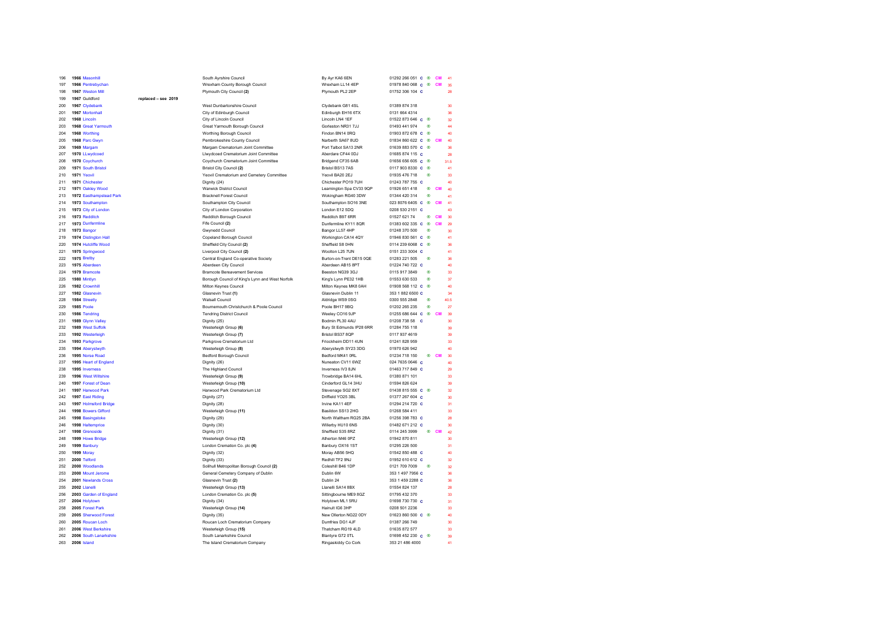| | | | | | | | | | |
|---|---|---|---|---|---|---|---|---|---|
| 196 | 1966 Masonhill | | South Ayrshire Council | By Ayr KA6 6EN | 01292 266 051 | C | ® | CM | 41 |
| 197 | 1966 Pentrebychan | | Wrexham County Borough Council | Wrexham LL14 4EP | 01978 840 068 | C | ® | CM | 35 |
| 198 | 1967 Weston Mill | | Plymouth City Council (2) | Plymouth PL2 2EP | 01752 306 104 | C | | | 28 |
| 199 | 1967 Guildford | replaced – see 2019 | | | | | | | |
| 200 | 1967 Clydebank | | West Dunbartonshire Council | Clydebank G81 4SL | 01389 874 318 | | | | 30 |
| 201 | 1967 Mortonhall | | City of Edinburgh Council | Edinburgh EH16 6TX | 0131 664 4314 | | | | 36 |
| 202 | 1968 Lincoln | | City of Lincoln Council | Lincoln LN4 1EF | 01522 873 646 | C | ® | | 32 |
| 203 | 1968 Great Yarmouth | | Great Yarmouth Borough Council | Gorleston NR31 7JJ | 01493 441 974 | | ® | | 44 |
| 204 | 1968 Worthing | | Worthing Borough Council | Findon BN14 0RQ | 01903 872 678 | C | ® | | 40 |
| 205 | 1968 Parc Gwyn | | Pembrokeshire County Council | Narberth SA67 8UD | 01834 860 622 | C | ® | CM | 40 |
| 206 | 1969 Margam | | Margam Crematorium Joint Committee | Port Talbot SA13 2NR | 01639 883 570 | C | ® | | 36 |
| 207 | 1970 LLwydcoed | | Llwydcoed Crematorium Joint Committee | Aberdare CF44 0DJ | 01685 874 115 | C | | | 28 |
| 208 | 1970 Coychurch | | Coychurch Crematorium Joint Committee | Bridgend CF35 6AB | 01656 656 605 | C | ® | | 31.5 |
| 209 | 1971 South Bristol | | Bristol City Council (2) | Bristol BS13 7AS | 0117 903 8330 | C | ® | | 41 |
| 210 | 1971 Yeovil | | Yeovil Crematorium and Cemetery Committee | Yeovil BA20 2EJ | 01935 476 718 | | ® | | 33 |
| 211 | 1971 Chichester | | Dignity (24) | Chichester PO19 7UH | 01243 787 755 | C | | | 40 |
| 212 | 1971 Oakley Wood | | Warwick District Council | Leamington Spa CV33 9QP | 01926 651 418 | | ® | CM | 40 |
| 213 | 1972 Easthampstead Park | | Bracknell Forest Council | Wokingham RG40 3DW | 01344 420 314 | | ® | | 41 |
| 214 | 1973 Southampton | | Southampton City Council | Southampton SO16 3NE | 023 8076 6405 | C | ® | CM | 41 |
| 215 | 1973 City of London | | City of London Corporation | London E12 5DQ | 0208 530 2151 | C | | | 43 |
| 216 | 1973 Redditch | | Redditch Borough Council | Redditch B97 6RR | 01527 621 74 | | ® | CM | 30 |
| 217 | 1973 Dunfermline | | Fife Council (2) | Dunfermline KY11 8QR | 01383 602 335 | C | ® | CM | 29 |
| 218 | 1973 Bangor | | Gwynedd Council | Bangor LL57 4HP | 01248 370 500 | | ® | | 30 |
| 219 | 1974 Distington Hall | | Copeland Borough Council | Workington CA14 4QY | 01946 830 561 | C | ® | | 41 |
| 220 | 1974 Hutcliffe Wood | | Sheffield City Council (2) | Sheffield S8 0HN | 0114 239 6068 | C | ® | | 36 |
| 221 | 1975 Springwood | | Liverpool City Council (2) | Woolton L25 7UN | 0151 233 3004 | C | | | 41 |
| 222 | 1975 Bretby | | Central England Co-operative Society | Burton-on-Trent DE15 0QE | 01283 221 505 | | ® | | 36 |
| 223 | 1975 Aberdeen | | Aberdeen City Council | Aberdeen AB15 8PT | 01224 740 722 | C | | | 40 |
| 224 | 1979 Bramcote | | Bramcote Bereavement Services | Beeston NG39 3GJ | 0115 917 3849 | | ® | | 33 |
| 225 | 1980 Mintlyn | | Borough Council of King's Lynn and West Norfolk | King's Lynn PE32 1HB | 01553 630 533 | | ® | | 37 |
| 226 | 1982 Crownhill | | Milton Keynes Council | Milton Keynes MK8 0AH | 01908 568 112 | C | ® | | 40 |
| 227 | 1982 Glasnevin | | Glasnevin Trust (1) | Glasnevin Dublin 11 | 353 1 882 6500 | C | | | 34 |
| 228 | 1984 Streetly | | Walsall Council | Aldridge WS9 0SG | 0300 555 2848 | | ® | | 40.5 |
| 229 | 1985 Poole | | Bournemouth Christchurch & Poole Council | Poole BH17 9BQ | 01202 265 235 | | ® | | 27 |
| 230 | 1986 Tendring | | Tendring District Council | Weeley CO16 9JP | 01255 686 644 | C | ® | CM | 39 |
| 231 | 1989 Glynn Valley | | Dignity (25) | Bodmin PL30 4AU | 01208 738 58 | C | | | 30 |
| 232 | 1989 West Suffolk | | Westerleigh Group (6) | Bury St Edmunds IP28 6RR | 01284 755 118 | | | | 39 |
| 233 | 1992 Westerleigh | | Westerleigh Group (7) | Bristol BS37 8QP | 0117 937 4619 | | | | 39 |
| 234 | 1993 Parkgrove | | Parkgrove Crematorium Ltd | Friockheim DD11 4UN | 01241 828 959 | | | | 33 |
| 235 | 1994 Aberystwyth | | Westerleigh Group (8) | Aberystwyth SY23 3DG | 01970 626 942 | | | | 40 |
| 236 | 1995 Norse Road | | Bedford Borough Council | Bedford MK41 0RL | 01234 718 150 | | ® | CM | 30 |
| 237 | 1995 Heart of England | | Dignity (26) | Nuneaton CV11 6WZ | 024 7635 0646 | C | | | 40 |
| 238 | 1995 Inverness | | The Highland Council | Inverness IV3 8JN | 01463 717 849 | C | | | 29 |
| 239 | 1996 West Wiltshire | | Westerleigh Group (9) | Trowbridge BA14 6HL | 01380 871 101 | | | | 33 |
| 240 | 1997 Forest of Dean | | Westerleigh Group (10) | Cinderford GL14 3HU | 01594 826 624 | | | | 39 |
| 241 | 1997 Harwood Park | | Harwood Park Crematorium Ltd | Stevenage SG2 8XT | 01438 815 555 | C | ® | | 32 |
| 242 | 1997 East Riding | | Dignity (27) | Driffield YO25 3BL | 01377 267 604 | C | | | 30 |
| 243 | 1997 Holmsford Bridge | | Dignity (28) | Irvine KA11 4EF | 01294 214 720 | C | | | 31 |
| 244 | 1998 Bowers Gifford | | Westerleigh Group (11) | Basildon SS13 2HG | 01268 584 411 | | | | 33 |
| 245 | 1998 Basingstoke | | Dignity (29) | North Waltham RG25 2BA | 01256 398 783 | C | | | 28 |
| 246 | 1998 Haltemprice | | Dignity (30) | Willerby HU10 6NS | 01482 671 212 | C | | | 30 |
| 247 | 1998 Grenoside | | Dignity (31) | Sheffield S35 8RZ | 0114 245 3999 | | ® | CM | 42 |
| 248 | 1999 Howe Bridge | | Westerleigh Group (12) | Atherton M46 0PZ | 01942 870 811 | | | | 30 |
| 249 | 1999 Banbury | | London Cremation Co. plc (4) | Banbury OX16 1ST | 01295 226 500 | | | | 31 |
| 250 | 1999 Moray | | Dignity (32) | Moray AB56 5HQ | 01542 850 488 | C | | | 40 |
| 251 | 2000 Telford | | Dignity (33) | Redhill TF2 9NJ | 01952 610 612 | C | | | 32 |
| 252 | 2000 Woodlands | | Solihull Metropolitan Borough Council (2) | Coleshill B46 1DP | 0121 709 7009 | | ® | | 32 |
| 253 | 2000 Mount Jerome | | General Cemetery Company of Dublin | Dublin 6W | 353 1 497 7956 | C | | | 36 |
| 254 | 2001 Newlands Cross | | Glasnevin Trust (2) | Dublin 24 | 353 1 459 2288 | C | | | 36 |
| 255 | 2002 Llanelli | | Westerleigh Group (13) | Llanelli SA14 8BX | 01554 824 137 | | | | 28 |
| 256 | 2003 Garden of England | | London Cremation Co. plc (5) | Sittingbourne ME9 8GZ | 01795 432 370 | | | | 33 |
| 257 | 2004 Holytown | | Dignity (34) | Holytown ML1 5RU | 01698 730 730 | C | | | 31 |
| 258 | 2005 Forest Park | | Westerleigh Group (14) | Hainult IG6 3HP | 0208 501 2236 | | | | 33 |
| 259 | 2005 Sherwood Forest | | Dignity (35) | New Ollerton NG22 0DY | 01623 860 500 | C | ® | | 40 |
| 260 | 2005 Roucan Loch | | Roucan Loch Crematorium Company | Dumfries DG1 4JF | 01387 266 749 | | | | 30 |
| 261 | 2006 West Berkshire | | Westerleigh Group (15) | Thatcham RG19 4LD | 01635 872 577 | | | | 33 |
| 262 | 2006 South Lanarkshire | | South Lanarkshire Council | Blantyre G72 0TL | 01698 452 230 | C | ® | | 39 |
| 263 | 2006 Island | | The Island Crematorium Company | Ringaskiddy Co Cork | 353 21 486 4000 | | | | 41 |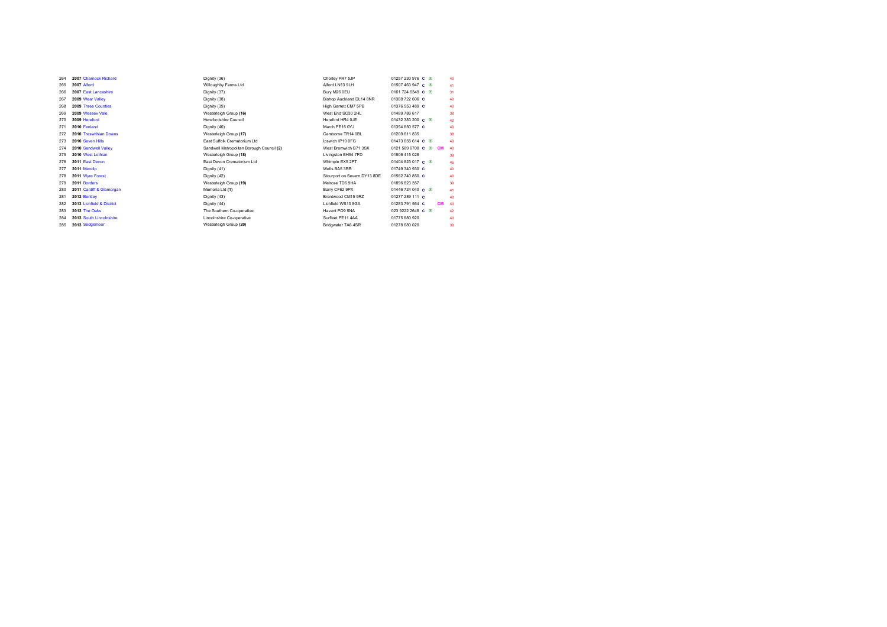| | | | | | | | | |
|---|---|---|---|---|---|---|---|---|
| 264 | **2007** Charnock Richard | Dignity (36) | Chorley PR7 5JP | 01257 230 976 | C | ® | | 40 |
| 265 | **2007** Alford | Willoughby Farms Ltd | Alford LN13 9LH | 01507 463 947 | C | ® | | 41 |
| 266 | **2007** East Lancashire | Dignity (37) | Bury M26 0EU | 0161 724 6349 | C | ® | | 31 |
| 267 | **2009** Wear Valley | Dignity (38) | Bishop Auckland DL14 8NR | 01388 722 606 | C | | | 40 |
| 268 | **2009** Three Counties | Dignity (39) | High Garrett CM7 5PB | 01376 553 489 | C | | | 40 |
| 269 | **2009** Wessex Vale | Westerleigh Group **(16)** | West End SO30 2HL | 01489 786 617 | | | | 38 |
| 270 | **2009** Hereford | Herefordshire Council | Hereford HR4 0JE | 01432 383 200 | C | ® | | 42 |
| 271 | **2010** Fenland | Dignity (40) | March PE15 0YJ | 01354 650 577 | C | | | 40 |
| 272 | **2010** Treswithian Downs | Westerleigh Group **(17)** | Camborne TR14 0BL | 01209 611 835 | | | | 38 |
| 273 | **2010** Seven Hills | East Suffolk Crematorium Ltd | Ipswich IP10 0FG | 01473 655 614 | C | ® | | 40 |
| 274 | **2010** Sandwell Valley | Sandwell Metropolitan Borough Council **(2)** | West Bromwich B71 3SX | 0121 569 6700 | C | ® | CM | 40 |
| 275 | **2010** West Lothian | Westerleigh Group **(18)** | Livingston EH54 7FD | 01506 415 028 | | | | 39 |
| 276 | **2011** East Devon | East Devon Crematorium Ltd | Whimple EX5 2PT | 01404 823 017 | C | ® | | 45 |
| 277 | **2011** Mendip | Dignity (41) | Wells BA5 3RR | 01749 340 930 | C | | | 40 |
| 278 | **2011** Wyre Forest | Dignity (42) | Stourport on Severn DY13 8DE | 01562 740 850 | C | | | 40 |
| 279 | **2011** Borders | Westerleigh Group **(19)** | Melrose TD6 9HA | 01896 823 357 | | | | 39 |
| 280 | **2011** Cardiff & Glamorgan | Memoria Ltd **(1)** | Barry CF62 9PX | 01446 724 040 | C | ® | | 41 |
| 281 | **2012** Bentley | Dignity (43) | Brentwood CM15 9RZ | 01277 289 111 | C | | | 40 |
| 282 | **2013** Lichfield & District | Dignity (44) | Lichfield WS13 8GA | 01283 791 564 | C | | CM | 40 |
| 283 | **2013** The Oaks | The Southern Co-operative | Havant PO9 5NA | 023 9222 2648 | C | ® | | 42 |
| 284 | **2013** South Lincolnshire | Lincolnshire Co-operative | Surfleet PE11 4AA | 01775 680 920 | | | | 40 |
| 285 | **2013** Sedgemoor | Westerleigh Group **(20)** | Bridgwater TA6 4SR | 01278 680 020 | | | | 39 |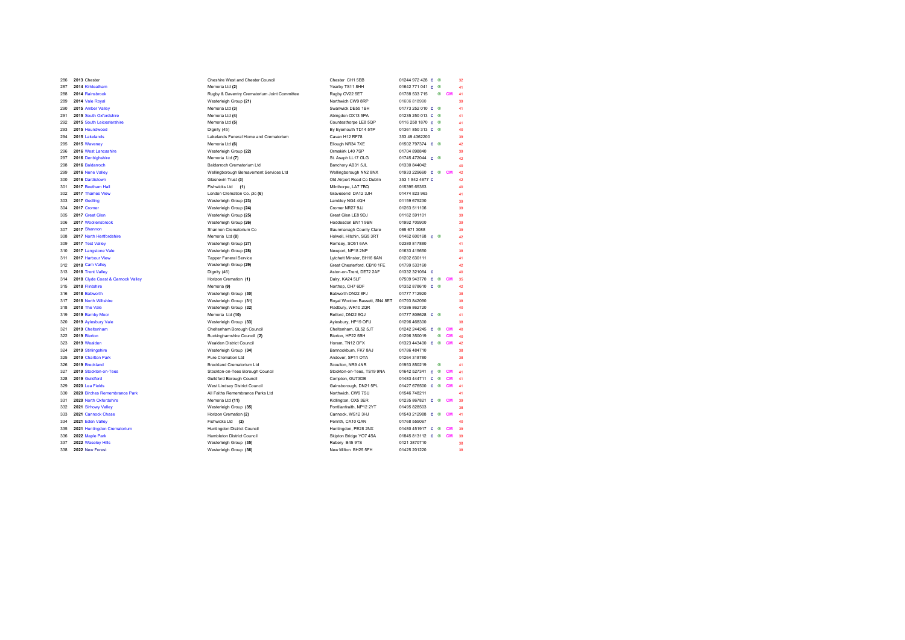| | | | | | | | | |
|---|---|---|---|---|---|---|---|---|
| 286 | **2013** Chester | Cheshire West and Chester Council | Chester CH1 5BB | 01244 972 428 | C | ® | | 32 |
| 287 | **2014** Kirkleatham | Memoria Ltd **(2)** | Yearby TS11 8HH | 01642 771 041 | C | ® | | 41 |
| 288 | **2014** Rainsbrook | Rugby & Daventry Crematorium Joint Committee | Rugby CV22 5ET | 01788 533 715 | | ® | CM | 41 |
| 289 | **2014** Vale Royal | Westerleigh Group **(21)** | Northwich CW9 8RP | 01606 818990 | | | | 39 |
| 290 | **2015** Amber Valley | Memoria Ltd **(3)** | Swanwick DE55 1BH | 01773 252 010 | C | ® | | 41 |
| 291 | **2015** South Oxfordshire | Memoria Ltd **(4)** | Abingdon OX13 5PA | 01235 250 013 | C | ® | | 41 |
| 292 | **2015** South Leicestershire | Memoria Ltd **(5)** | Countesthorpe LE8 5QP | 0116 258 1870 | C | ® | | 41 |
| 293 | **2015** Houndwood | Dignity (45) | By Eyemouth TD14 5TP | 01361 850 313 | C | ® | | 40 |
| 294 | **2015** Lakelands | Lakelands Funeral Home and Crematorium | Cavan H12 RF78 | 353 49 4362200 | | | | 39 |
| 295 | **2015** Waveney | Memoria Ltd **(6)** | Ellough NR34 7XE | 01502 797374 | C | ® | | 42 |
| 296 | **2016** West Lancashire | Westerleigh Group **(22)** | Ormskirk L40 7SP | 01704 898840 | | | | 39 |
| 297 | **2016** Denbighshire | Memoria Ltd **(7)** | St. Asaph LL17 OLG | 01745 472044 | C | ® | | 42 |
| 298 | **2016** Baldarroch | Baldarroch Crematorium Ltd | Banchory AB31 5JL | 01330 844042 | | | | 40 |
| 299 | **2016** Nene Valley | Wellingborough Bereavement Services Ltd | Wellingborough NN2 8NX | 01933 229660 | C | ® | CM | 42 |
| 300 | **2016** Dardistown | Glasnevin Trust **(3)** | Old Airport Road Co Dublin | 353 1 842 4677 | C | | | 42 |
| 301 | **2017** Beetham Hall | Fishwicks Ltd **(1)** | Milnthorpe, LA7 7BQ | 015395 65363 | | | | 40 |
| 302 | **2017** Thames View | London Cremation Co. plc **(6)** | Gravesend DA12 3JH | 01474 823 963 | | | | 41 |
| 303 | **2017** Gedling | Westerleigh Group **(23)** | Lambley NG4 4QH | 01159 675230 | | | | 39 |
| 304 | **2017** Cromer | Westerleigh Group **(24)** | Cromer NR27 9JJ | 01263 511106 | | | | 39 |
| 305 | **2017** Great Glen | Westerleigh Group **(25)** | Great Glen LE8 9DJ | 01162 591101 | | | | 39 |
| 306 | **2017** Woollensbrook | Westerleigh Group **(26)** | Hoddesdon EN11 9BN | 01992 705900 | | | | 39 |
| 307 | **2017** Shannon | Shannon Crematorium Co | Illaunmanagh County Clare | 065 671 3088 | | | | 39 |
| 308 | **2017** North Hertfordshire | Memoria Ltd **(8)** | Holwell, Hitchin, SG5 3RT | 01462 600168 | C | ® | | 42 |
| 309 | **2017** Test Valley | Westerleigh Group **(27)** | Romsey, SO51 6AA | 02380 817880 | | | | 41 |
| 310 | **2017** Langstone Vale | Westerleigh Group **(28)** | Newport, NP18 2NP | 01633 415650 | | | | 38 |
| 311 | **2017** Harbour View | Tapper Funeral Service | Lytchett Minster, BH16 6AN | 01202 630111 | | | | 41 |
| 312 | **2018** Cam Valley | Westerleigh Group **(29)** | Great Chesterford, CB10 1FE | 01799 533160 | | | | 42 |
| 313 | **2018** Trent Valley | Dignity (46) | Aston-on-Trent, DE72 2AF | 01332 321064 | C | | | 40 |
| 314 | **2018** Clyde Coast & Garnock Valley | Horizon Cremation **(1)** | Dalry, KA24 5LF | 07509 943770 | C | ® | CM | 35 |
| 315 | **2018** Flintshire | Memoria **(9)** | Northop, CH7 6DF | 01352 878610 | C | ® | | 42 |
| 316 | **2018** Babworth | Westerleigh Group **(30)** | Babworth DN22 8FJ | 01777 712920 | | | | 38 |
| 317 | **2018** North Wiltshire | Westerleigh Group **(31)** | Royal Wootton Bassett, SN4 8ET | 01793 842090 | | | | 38 |
| 318 | **2018** The Vale | Westerleigh Group **(32)** | Fladbury, WR10 2QR | 01386 862720 | | | | 40 |
| 319 | **2019** Barnby Moor | Memoria Ltd **(10)** | Retford, DN22 8QJ | 01777 808628 | C | ® | | 41 |
| 320 | **2019** Aylesbury Vale | Westerleigh Group **(33)** | Aylesbury, HP19 OFU | 01296 468300 | | | | 38 |
| 321 | **2019** Cheltenham | Cheltenham Borough Council | Cheltenham, GL52 5JT | 01242 244245 | C | ® | CM | 40 |
| 322 | **2019** Bierton | Buckinghamshire Council **(2)** | Bierton, HP22 5BH | 01296 350019 | | ® | CM | 40 |
| 323 | **2019** Wealden | Wealden District Council | Horam, TN12 OFX | 01323 443400 | C | ® | CM | 42 |
| 324 | **2019** Stirlingshire | Westerleigh Group **(34)** | Bannockburn, FK7 8AJ | 01786 484710 | | | | 38 |
| 325 | **2019** Charlton Park | Pure Cremation Ltd | Andover, SP11 OTA | 01264 318780 | | | | 38 |
| 326 | **2019** Breckland | Breckland Crematorium Ltd | Scoulton, NR9 4NR | 01953 850219 | | ® | | 41 |
| 327 | **2019** Stockton-on-Tees | Stockton-on-Tees Borough Council | Stockton-on-Tees, TS19 9NA | 01642 527341 | C | ® | CM | 41 |
| 328 | **2019** Guildford | Guildford Borough Council | Compton, GU73DB | 01483 444711 | C | ® | CM | 41 |
| 329 | **2020** Lea Fields | West Lindsey District Council | Gainsborough, DN21 5PL | 01427 676500 | C | ® | CM | 41 |
| 330 | **2020** Birches Remembrance Park | All Faiths Remembrance Parks Ltd | Northwich, CW9 7SU | 01546 748211 | | | | 41 |
| 331 | **2020** North Oxfordshire | Memoria Ltd **(11)** | Kidlington, OX5 3ER | 01235 867821 | C | ® | CM | 39 |
| 332 | **2021** Sirhowy Valley | Westerleigh Group **(35)** | Pontllanfraith, NP12 2YT | 01495 828503 | | | | 38 |
| 333 | **2021** Cannock Chase | Horizon Cremation **(2)** | Cannock, WS12 3HJ | 01543 212988 | C | ® | CM | 41 |
| 334 | **2021** Eden Valley | Fishwicks Ltd **(2)** | Penrith, CA10 QAN | 01768 555067 | | | | 40 |
| 335 | **2021** Huntingdon Crematorium | Huntingdon District Council | Huntingdon, PE28 2NX | 01480 451917 | C | ® | CM | 39 |
| 336 | **2022** Maple Park | Hambleton District Council | Skipton Bridge YO7 4SA | 01845 813112 | C | ® | CM | 39 |
| 337 | **2022** Waseley Hills | Westerleigh Group **(35)** | Rubery B45 9TS | 0121 3870710 | | | | 38 |
| 338 | **2022** New Forest | Westerleigh Group **(36)** | New Milton BH25 5FH | 01425 201220 | | | | 38 |